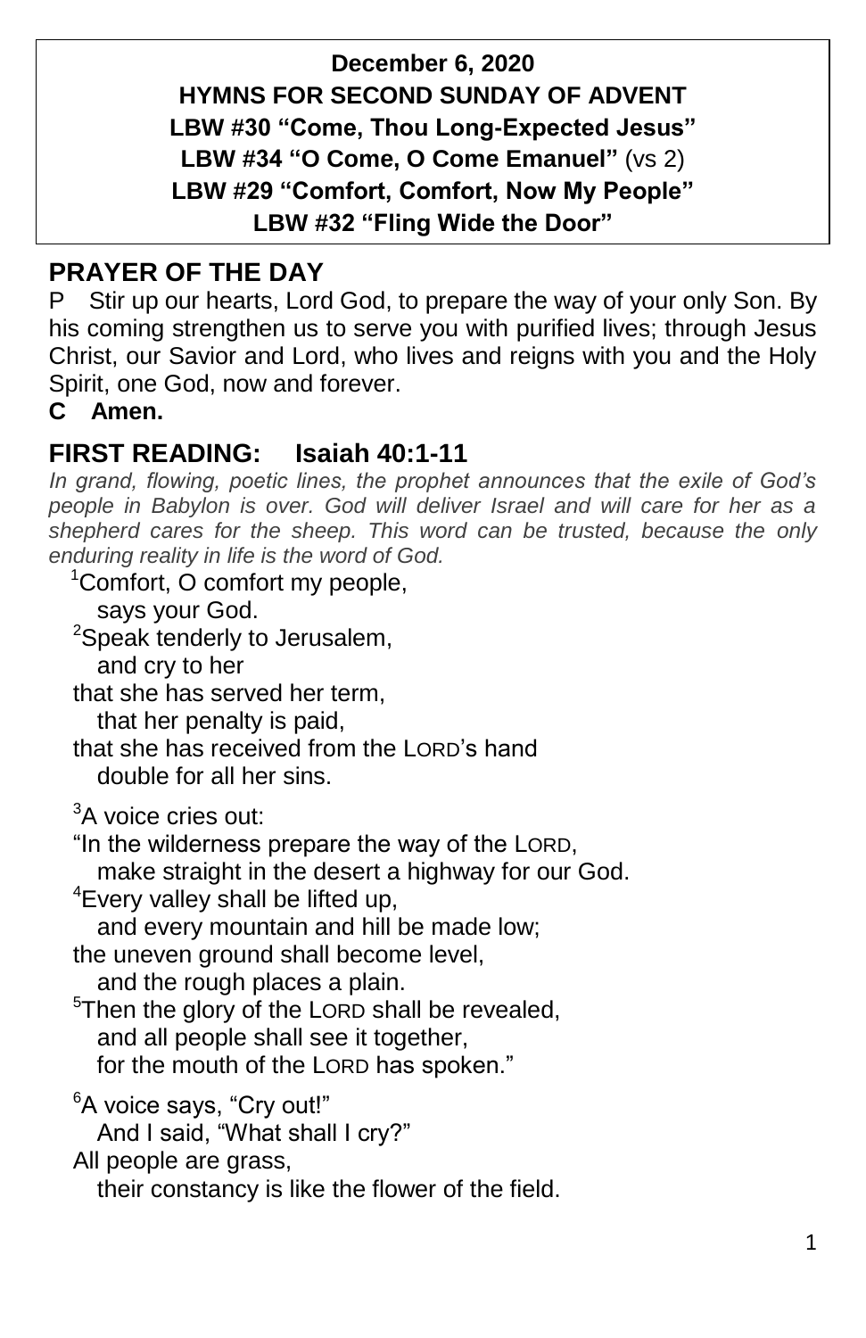**December 6, 2020**
**HYMNS FOR SECOND SUNDAY OF ADVENT**
**LBW #30 "Come, Thou Long-Expected Jesus"**
**LBW #34 "O Come, O Come Emanuel"** (vs 2)
**LBW #29 "Comfort, Comfort, Now My People"**
**LBW #32 "Fling Wide the Door"**

## PRAYER OF THE DAY

P Stir up our hearts, Lord God, to prepare the way of your only Son. By his coming strengthen us to serve you with purified lives; through Jesus Christ, our Savior and Lord, who lives and reigns with you and the Holy Spirit, one God, now and forever.

**C Amen.**

## FIRST READING: Isaiah 40:1-11

*In grand, flowing, poetic lines, the prophet announces that the exile of God's people in Babylon is over. God will deliver Israel and will care for her as a shepherd cares for the sheep. This word can be trusted, because the only enduring reality in life is the word of God.*

[1]Comfort, O comfort my people,
says your God.
[2]Speak tenderly to Jerusalem,
and cry to her
that she has served her term,
that her penalty is paid,
that she has received from the LORD's hand
double for all her sins.

[3]A voice cries out:
"In the wilderness prepare the way of the LORD,
make straight in the desert a highway for our God.
[4]Every valley shall be lifted up,
and every mountain and hill be made low;
the uneven ground shall become level,
and the rough places a plain.
[5]Then the glory of the LORD shall be revealed,
and all people shall see it together,
for the mouth of the LORD has spoken."

[6]A voice says, "Cry out!"
And I said, "What shall I cry?"
All people are grass,
their constancy is like the flower of the field.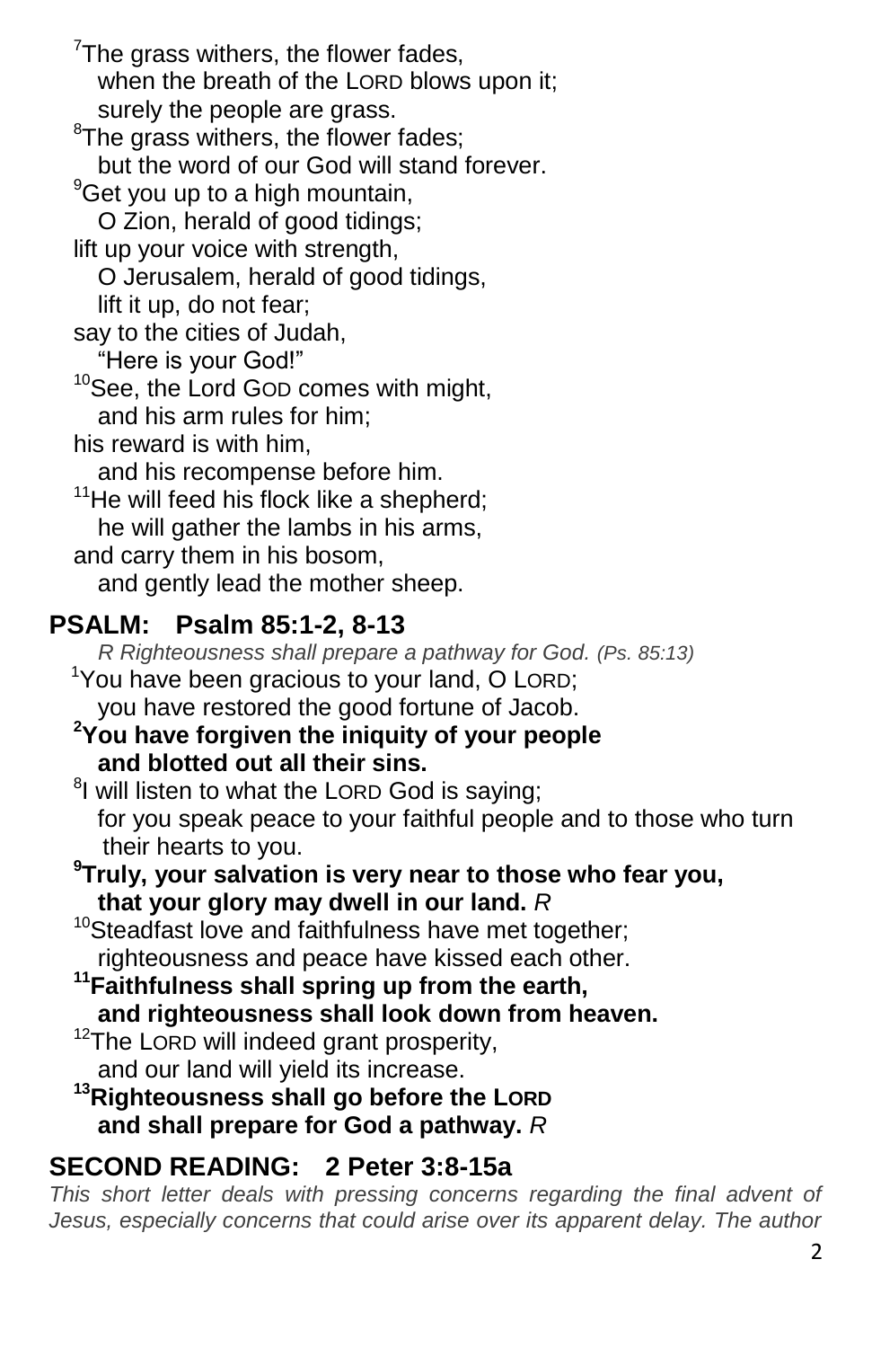[7]The grass withers, the flower fades,
when the breath of the LORD blows upon it;
surely the people are grass.
[8]The grass withers, the flower fades;
but the word of our God will stand forever.
[9]Get you up to a high mountain,
O Zion, herald of good tidings;
lift up your voice with strength,
O Jerusalem, herald of good tidings,
lift it up, do not fear;
say to the cities of Judah,
"Here is your God!"
[10]See, the Lord GOD comes with might,
and his arm rules for him;
his reward is with him,
and his recompense before him.
[11]He will feed his flock like a shepherd;
he will gather the lambs in his arms,
and carry them in his bosom,
and gently lead the mother sheep.

## PSALM: Psalm 85:1-2, 8-13

*R Righteousness shall prepare a pathway for God. (Ps. 85:13)*

[1]You have been gracious to your land, O LORD;
you have restored the good fortune of Jacob.
**[2]You have forgiven the iniquity of your people
and blotted out all their sins.**
[8]I will listen to what the LORD God is saying;
for you speak peace to your faithful people and to those who turn their hearts to you.
**[9]Truly, your salvation is very near to those who fear you,
that your glory may dwell in our land.** *R*
[10]Steadfast love and faithfulness have met together;
righteousness and peace have kissed each other.
**[11]Faithfulness shall spring up from the earth,
and righteousness shall look down from heaven.**
[12]The LORD will indeed grant prosperity,
and our land will yield its increase.
**[13]Righteousness shall go before the LORD
and shall prepare for God a pathway.** *R*

## SECOND READING: 2 Peter 3:8-15a

*This short letter deals with pressing concerns regarding the final advent of Jesus, especially concerns that could arise over its apparent delay. The author*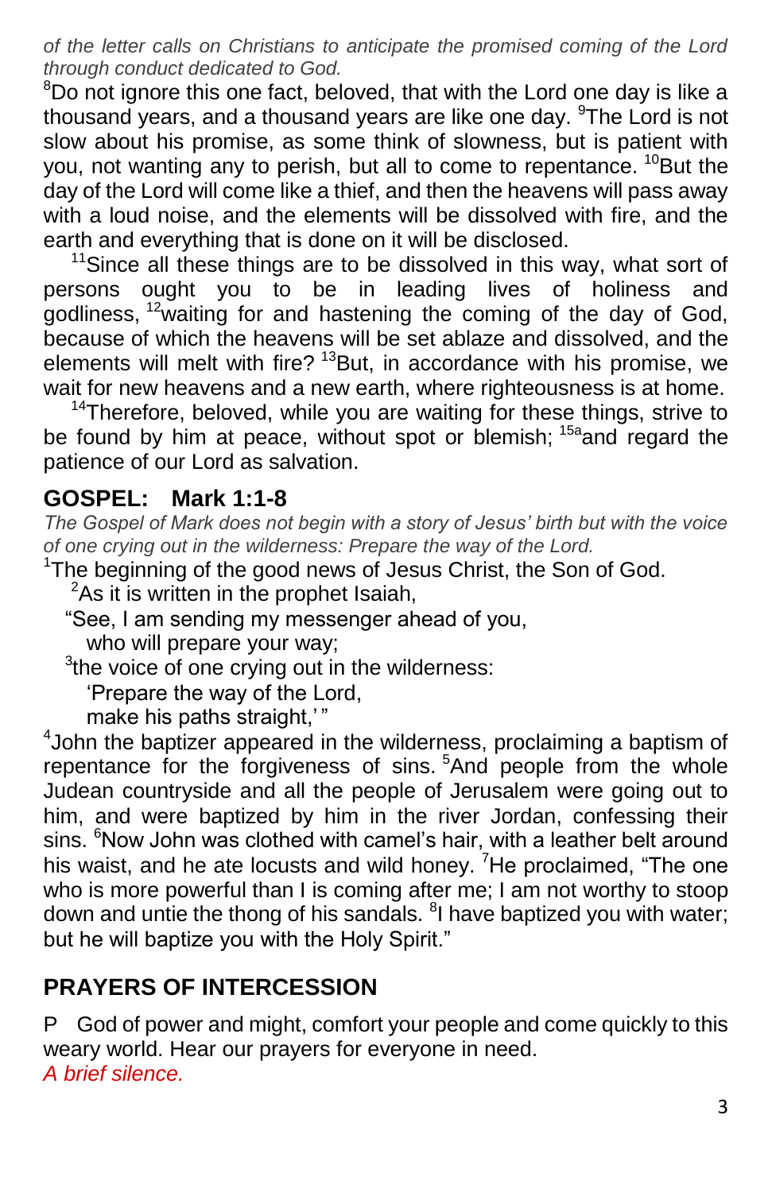*of the letter calls on Christians to anticipate the promised coming of the Lord through conduct dedicated to God.*

[8]Do not ignore this one fact, beloved, that with the Lord one day is like a thousand years, and a thousand years are like one day. [9]The Lord is not slow about his promise, as some think of slowness, but is patient with you, not wanting any to perish, but all to come to repentance. [10]But the day of the Lord will come like a thief, and then the heavens will pass away with a loud noise, and the elements will be dissolved with fire, and the earth and everything that is done on it will be disclosed.

[11]Since all these things are to be dissolved in this way, what sort of persons ought you to be in leading lives of holiness and godliness, [12]waiting for and hastening the coming of the day of God, because of which the heavens will be set ablaze and dissolved, and the elements will melt with fire? [13]But, in accordance with his promise, we wait for new heavens and a new earth, where righteousness is at home.

[14]Therefore, beloved, while you are waiting for these things, strive to be found by him at peace, without spot or blemish; [15a]and regard the patience of our Lord as salvation.

## GOSPEL: Mark 1:1-8

*The Gospel of Mark does not begin with a story of Jesus' birth but with the voice of one crying out in the wilderness: Prepare the way of the Lord.*

[1]The beginning of the good news of Jesus Christ, the Son of God.

[2]As it is written in the prophet Isaiah,
"See, I am sending my messenger ahead of you,
who will prepare your way;
[3]the voice of one crying out in the wilderness:
'Prepare the way of the Lord,
make his paths straight,' "

[4]John the baptizer appeared in the wilderness, proclaiming a baptism of repentance for the forgiveness of sins. [5]And people from the whole Judean countryside and all the people of Jerusalem were going out to him, and were baptized by him in the river Jordan, confessing their sins. [6]Now John was clothed with camel's hair, with a leather belt around his waist, and he ate locusts and wild honey. [7]He proclaimed, "The one who is more powerful than I is coming after me; I am not worthy to stoop down and untie the thong of his sandals. [8]I have baptized you with water; but he will baptize you with the Holy Spirit."

## PRAYERS OF INTERCESSION

P God of power and might, comfort your people and come quickly to this weary world. Hear our prayers for everyone in need.

*A brief silence.*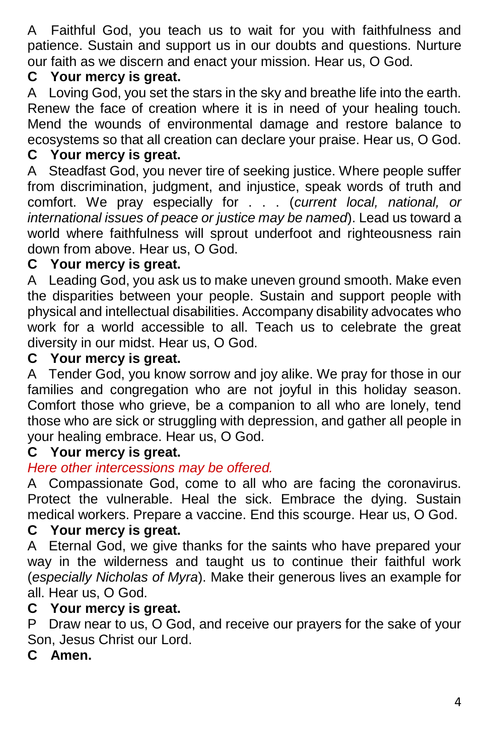A Faithful God, you teach us to wait for you with faithfulness and patience. Sustain and support us in our doubts and questions. Nurture our faith as we discern and enact your mission. Hear us, O God.

**C Your mercy is great.**

A Loving God, you set the stars in the sky and breathe life into the earth. Renew the face of creation where it is in need of your healing touch. Mend the wounds of environmental damage and restore balance to ecosystems so that all creation can declare your praise. Hear us, O God.

**C Your mercy is great.**

A Steadfast God, you never tire of seeking justice. Where people suffer from discrimination, judgment, and injustice, speak words of truth and comfort. We pray especially for . . . (*current local, national, or international issues of peace or justice may be named*). Lead us toward a world where faithfulness will sprout underfoot and righteousness rain down from above. Hear us, O God.

**C Your mercy is great.**

A Leading God, you ask us to make uneven ground smooth. Make even the disparities between your people. Sustain and support people with physical and intellectual disabilities. Accompany disability advocates who work for a world accessible to all. Teach us to celebrate the great diversity in our midst. Hear us, O God.

**C Your mercy is great.**

A Tender God, you know sorrow and joy alike. We pray for those in our families and congregation who are not joyful in this holiday season. Comfort those who grieve, be a companion to all who are lonely, tend those who are sick or struggling with depression, and gather all people in your healing embrace. Hear us, O God.

**C Your mercy is great.**

*Here other intercessions may be offered.*

A Compassionate God, come to all who are facing the coronavirus. Protect the vulnerable. Heal the sick. Embrace the dying. Sustain medical workers. Prepare a vaccine. End this scourge. Hear us, O God.

**C Your mercy is great.**

A Eternal God, we give thanks for the saints who have prepared your way in the wilderness and taught us to continue their faithful work (*especially Nicholas of Myra*). Make their generous lives an example for all. Hear us, O God.

**C Your mercy is great.**

P Draw near to us, O God, and receive our prayers for the sake of your Son, Jesus Christ our Lord.

**C Amen.**